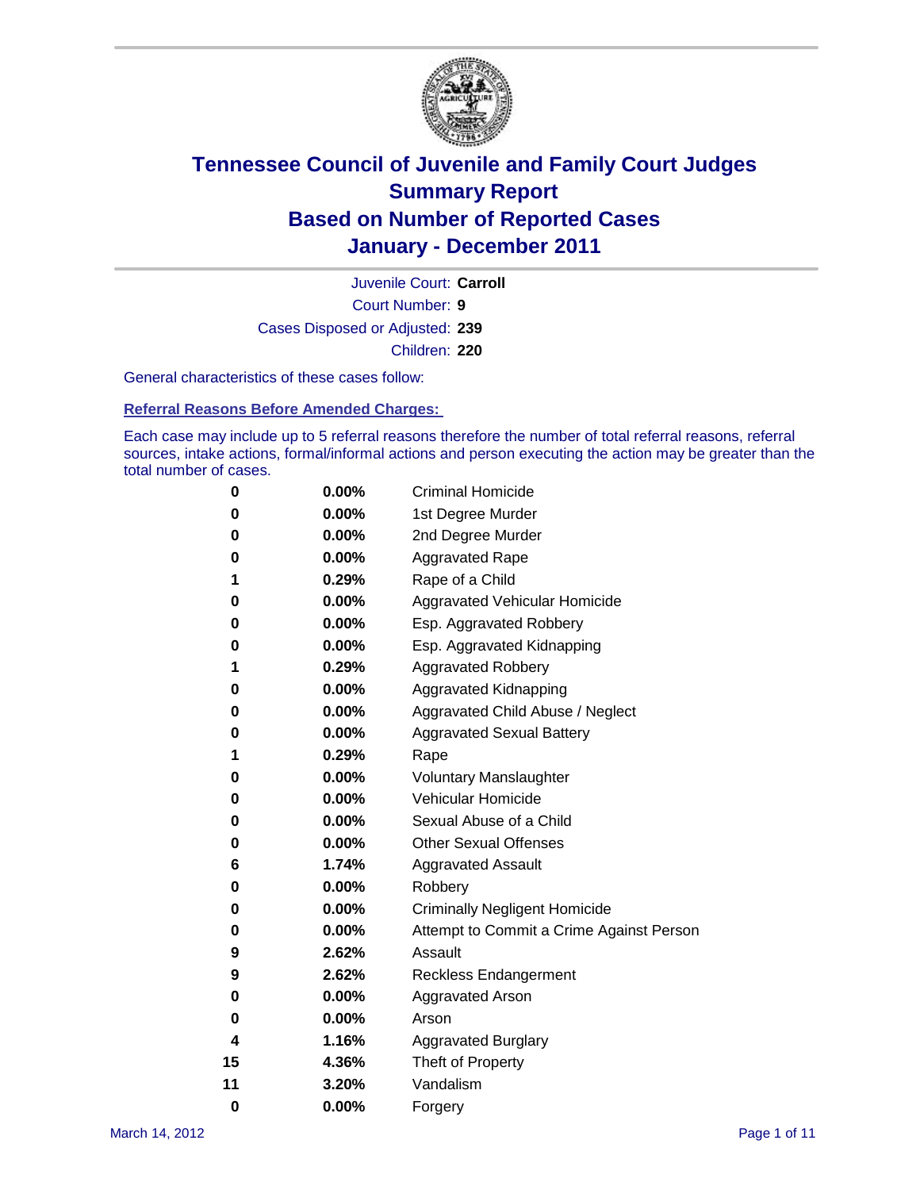# Tennessee Council of Juvenile and Family Court Judges
## Summary Report
## Based on Number of Reported Cases
## January - December 2011

Juvenile Court: **Carroll**

Court Number: **9**

Cases Disposed or Adjusted: **239**

Children: **220**

General characteristics of these cases follow:

### Referral Reasons Before Amended Charges:

Each case may include up to 5 referral reasons therefore the number of total referral reasons, referral sources, intake actions, formal/informal actions and person executing the action may be greater than the total number of cases.

| Count | Percent | Referral Reason |
|---|---|---|
| 0 | 0.00% | Criminal Homicide |
| 0 | 0.00% | 1st Degree Murder |
| 0 | 0.00% | 2nd Degree Murder |
| 0 | 0.00% | Aggravated Rape |
| 1 | 0.29% | Rape of a Child |
| 0 | 0.00% | Aggravated Vehicular Homicide |
| 0 | 0.00% | Esp. Aggravated Robbery |
| 0 | 0.00% | Esp. Aggravated Kidnapping |
| 1 | 0.29% | Aggravated Robbery |
| 0 | 0.00% | Aggravated Kidnapping |
| 0 | 0.00% | Aggravated Child Abuse / Neglect |
| 0 | 0.00% | Aggravated Sexual Battery |
| 1 | 0.29% | Rape |
| 0 | 0.00% | Voluntary Manslaughter |
| 0 | 0.00% | Vehicular Homicide |
| 0 | 0.00% | Sexual Abuse of a Child |
| 0 | 0.00% | Other Sexual Offenses |
| 6 | 1.74% | Aggravated Assault |
| 0 | 0.00% | Robbery |
| 0 | 0.00% | Criminally Negligent Homicide |
| 0 | 0.00% | Attempt to Commit a Crime Against Person |
| 9 | 2.62% | Assault |
| 9 | 2.62% | Reckless Endangerment |
| 0 | 0.00% | Aggravated Arson |
| 0 | 0.00% | Arson |
| 4 | 1.16% | Aggravated Burglary |
| 15 | 4.36% | Theft of Property |
| 11 | 3.20% | Vandalism |
| 0 | 0.00% | Forgery |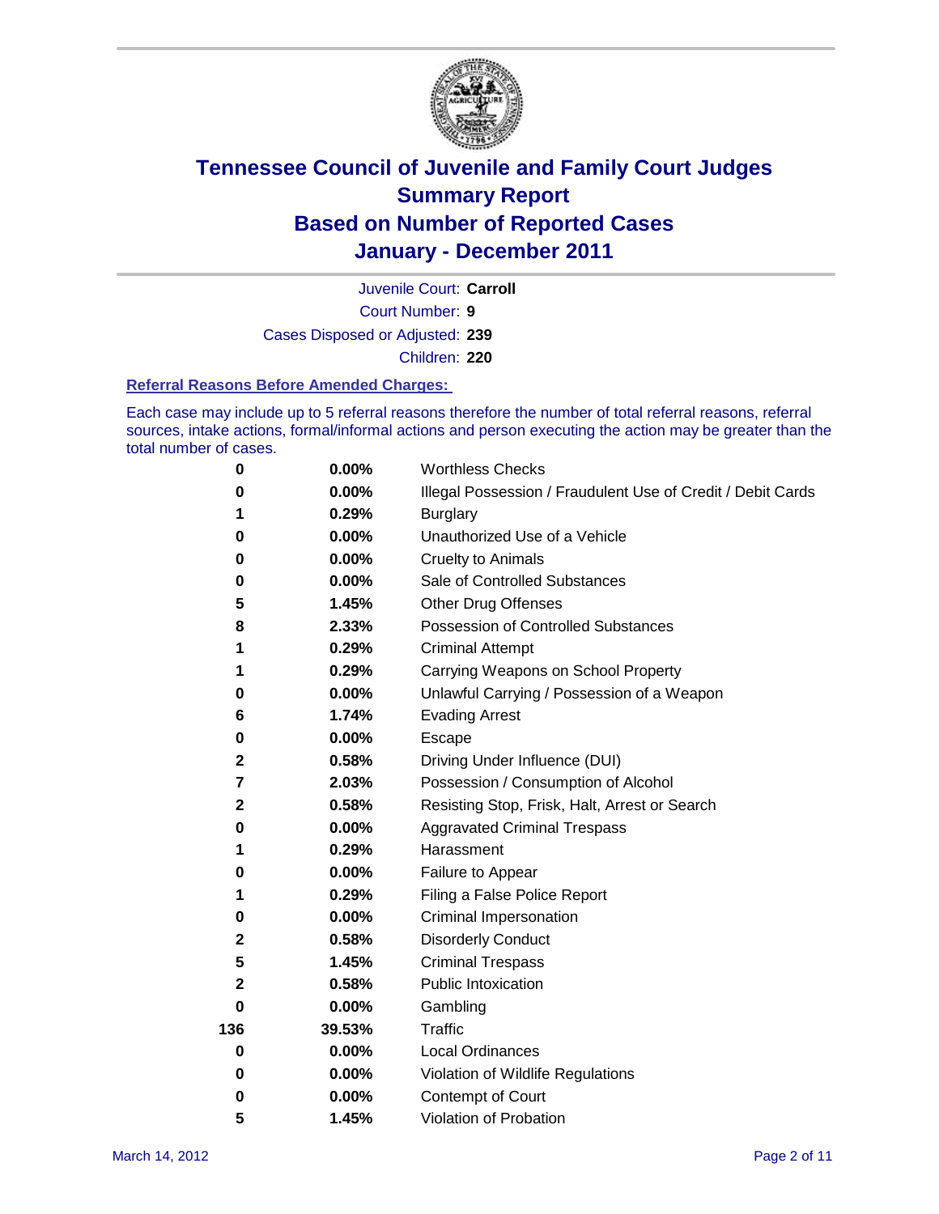# Tennessee Council of Juvenile and Family Court Judges
## Summary Report
## Based on Number of Reported Cases
## January - December 2011

Juvenile Court: **Carroll**
Court Number: **9**
Cases Disposed or Adjusted: **239**
Children: **220**

### Referral Reasons Before Amended Charges:

Each case may include up to 5 referral reasons therefore the number of total referral reasons, referral sources, intake actions, formal/informal actions and person executing the action may be greater than the total number of cases.

| | | |
|---|---|---|
| 0 | 0.00% | Worthless Checks |
| 0 | 0.00% | Illegal Possession / Fraudulent Use of Credit / Debit Cards |
| 1 | 0.29% | Burglary |
| 0 | 0.00% | Unauthorized Use of a Vehicle |
| 0 | 0.00% | Cruelty to Animals |
| 0 | 0.00% | Sale of Controlled Substances |
| 5 | 1.45% | Other Drug Offenses |
| 8 | 2.33% | Possession of Controlled Substances |
| 1 | 0.29% | Criminal Attempt |
| 1 | 0.29% | Carrying Weapons on School Property |
| 0 | 0.00% | Unlawful Carrying / Possession of a Weapon |
| 6 | 1.74% | Evading Arrest |
| 0 | 0.00% | Escape |
| 2 | 0.58% | Driving Under Influence (DUI) |
| 7 | 2.03% | Possession / Consumption of Alcohol |
| 2 | 0.58% | Resisting Stop, Frisk, Halt, Arrest or Search |
| 0 | 0.00% | Aggravated Criminal Trespass |
| 1 | 0.29% | Harassment |
| 0 | 0.00% | Failure to Appear |
| 1 | 0.29% | Filing a False Police Report |
| 0 | 0.00% | Criminal Impersonation |
| 2 | 0.58% | Disorderly Conduct |
| 5 | 1.45% | Criminal Trespass |
| 2 | 0.58% | Public Intoxication |
| 0 | 0.00% | Gambling |
| 136 | 39.53% | Traffic |
| 0 | 0.00% | Local Ordinances |
| 0 | 0.00% | Violation of Wildlife Regulations |
| 0 | 0.00% | Contempt of Court |
| 5 | 1.45% | Violation of Probation |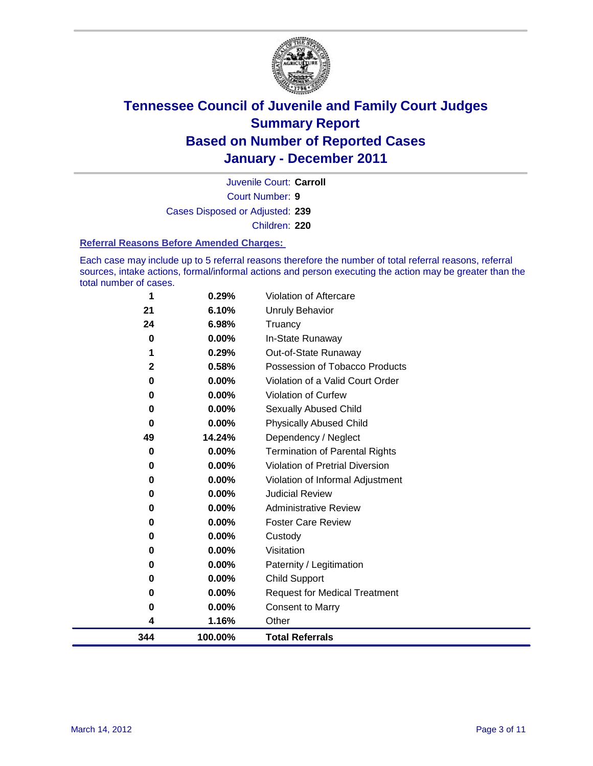# Tennessee Council of Juvenile and Family Court Judges
## Summary Report
## Based on Number of Reported Cases
## January - December 2011

Juvenile Court: **Carroll**

Court Number: **9**

Cases Disposed or Adjusted: **239**

Children: **220**

### Referral Reasons Before Amended Charges:

Each case may include up to 5 referral reasons therefore the number of total referral reasons, referral sources, intake actions, formal/informal actions and person executing the action may be greater than the total number of cases.

| | | |
|---|---|---|
| 1 | 0.29% | Violation of Aftercare |
| 21 | 6.10% | Unruly Behavior |
| 24 | 6.98% | Truancy |
| 0 | 0.00% | In-State Runaway |
| 1 | 0.29% | Out-of-State Runaway |
| 2 | 0.58% | Possession of Tobacco Products |
| 0 | 0.00% | Violation of a Valid Court Order |
| 0 | 0.00% | Violation of Curfew |
| 0 | 0.00% | Sexually Abused Child |
| 0 | 0.00% | Physically Abused Child |
| 49 | 14.24% | Dependency / Neglect |
| 0 | 0.00% | Termination of Parental Rights |
| 0 | 0.00% | Violation of Pretrial Diversion |
| 0 | 0.00% | Violation of Informal Adjustment |
| 0 | 0.00% | Judicial Review |
| 0 | 0.00% | Administrative Review |
| 0 | 0.00% | Foster Care Review |
| 0 | 0.00% | Custody |
| 0 | 0.00% | Visitation |
| 0 | 0.00% | Paternity / Legitimation |
| 0 | 0.00% | Child Support |
| 0 | 0.00% | Request for Medical Treatment |
| 0 | 0.00% | Consent to Marry |
| 4 | 1.16% | Other |
| **344** | **100.00%** | **Total Referrals** |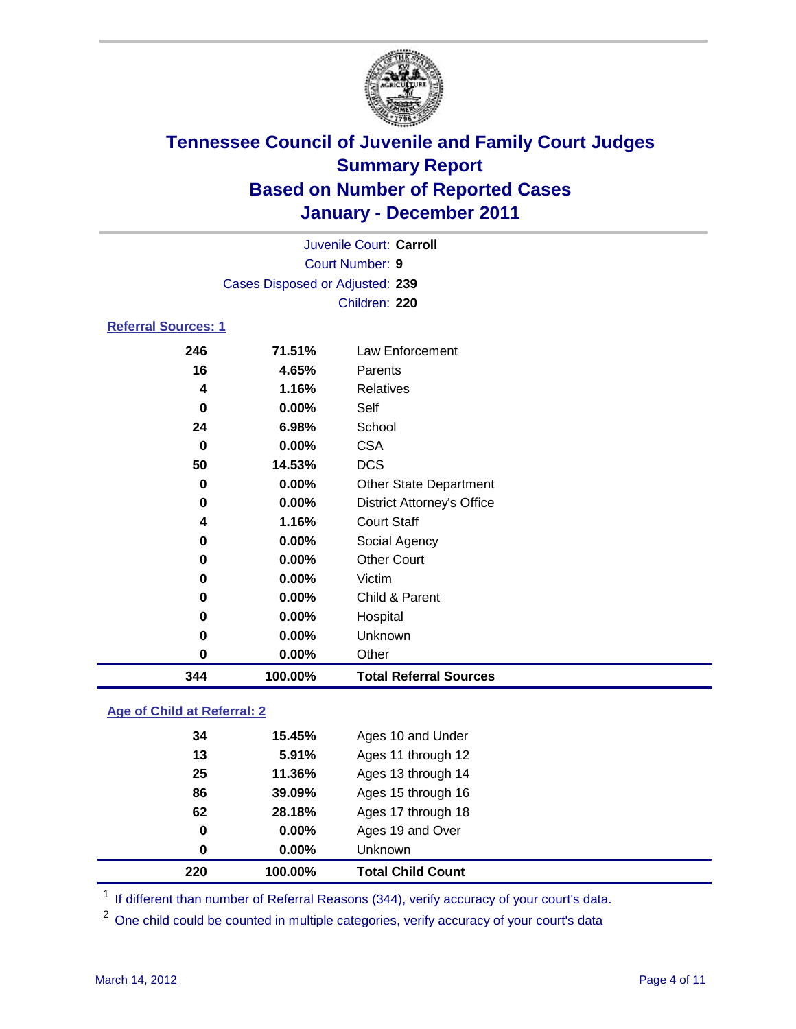# Tennessee Council of Juvenile and Family Court Judges
## Summary Report
## Based on Number of Reported Cases
## January - December 2011

Juvenile Court: **Carroll**
Court Number: **9**
Cases Disposed or Adjusted: **239**
Children: **220**

### Referral Sources: 1

| | | |
|---|---|---|
| 246 | 71.51% | Law Enforcement |
| 16 | 4.65% | Parents |
| 4 | 1.16% | Relatives |
| 0 | 0.00% | Self |
| 24 | 6.98% | School |
| 0 | 0.00% | CSA |
| 50 | 14.53% | DCS |
| 0 | 0.00% | Other State Department |
| 0 | 0.00% | District Attorney's Office |
| 4 | 1.16% | Court Staff |
| 0 | 0.00% | Social Agency |
| 0 | 0.00% | Other Court |
| 0 | 0.00% | Victim |
| 0 | 0.00% | Child & Parent |
| 0 | 0.00% | Hospital |
| 0 | 0.00% | Unknown |
| 0 | 0.00% | Other |
| **344** | **100.00%** | **Total Referral Sources** |

### Age of Child at Referral: 2

| | | |
|---|---|---|
| 34 | 15.45% | Ages 10 and Under |
| 13 | 5.91% | Ages 11 through 12 |
| 25 | 11.36% | Ages 13 through 14 |
| 86 | 39.09% | Ages 15 through 16 |
| 62 | 28.18% | Ages 17 through 18 |
| 0 | 0.00% | Ages 19 and Over |
| 0 | 0.00% | Unknown |
| **220** | **100.00%** | **Total Child Count** |

[1] If different than number of Referral Reasons (344), verify accuracy of your court's data.

[2] One child could be counted in multiple categories, verify accuracy of your court's data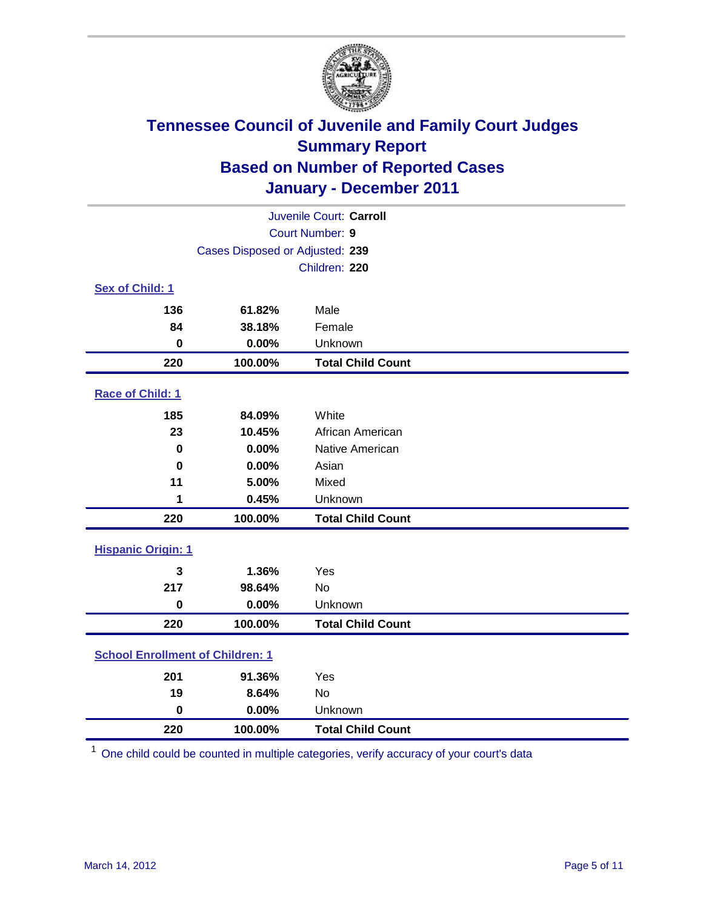# Tennessee Council of Juvenile and Family Court Judges
## Summary Report
## Based on Number of Reported Cases
## January - December 2011

Juvenile Court: **Carroll**

Court Number: **9**

Cases Disposed or Adjusted: **239**

Children: **220**

### Sex of Child: 1

| | | |
|---|---|---|
| **136** | **61.82%** | Male |
| **84** | **38.18%** | Female |
| **0** | **0.00%** | Unknown |
| **220** | **100.00%** | **Total Child Count** |

### Race of Child: 1

| | | |
|---|---|---|
| **185** | **84.09%** | White |
| **23** | **10.45%** | African American |
| **0** | **0.00%** | Native American |
| **0** | **0.00%** | Asian |
| **11** | **5.00%** | Mixed |
| **1** | **0.45%** | Unknown |
| **220** | **100.00%** | **Total Child Count** |

### Hispanic Origin: 1

| | | |
|---|---|---|
| **3** | **1.36%** | Yes |
| **217** | **98.64%** | No |
| **0** | **0.00%** | Unknown |
| **220** | **100.00%** | **Total Child Count** |

### School Enrollment of Children: 1

| | | |
|---|---|---|
| **201** | **91.36%** | Yes |
| **19** | **8.64%** | No |
| **0** | **0.00%** | Unknown |
| **220** | **100.00%** | **Total Child Count** |

[1] One child could be counted in multiple categories, verify accuracy of your court's data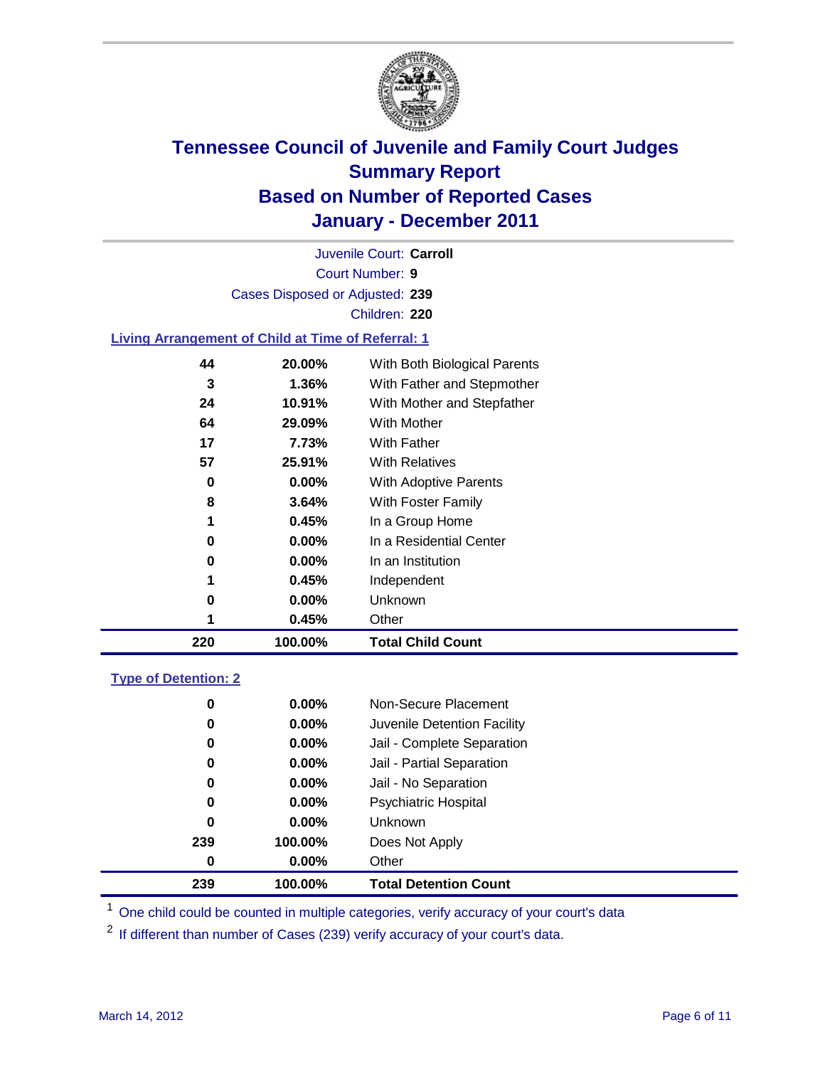# Tennessee Council of Juvenile and Family Court Judges
## Summary Report
## Based on Number of Reported Cases
## January - December 2011

Juvenile Court: **Carroll**
Court Number: **9**
Cases Disposed or Adjusted: **239**
Children: **220**

### Living Arrangement of Child at Time of Referral: 1

| Count | Percent | Category |
|---|---|---|
| 44 | 20.00% | With Both Biological Parents |
| 3 | 1.36% | With Father and Stepmother |
| 24 | 10.91% | With Mother and Stepfather |
| 64 | 29.09% | With Mother |
| 17 | 7.73% | With Father |
| 57 | 25.91% | With Relatives |
| 0 | 0.00% | With Adoptive Parents |
| 8 | 3.64% | With Foster Family |
| 1 | 0.45% | In a Group Home |
| 0 | 0.00% | In a Residential Center |
| 0 | 0.00% | In an Institution |
| 1 | 0.45% | Independent |
| 0 | 0.00% | Unknown |
| 1 | 0.45% | Other |
| **220** | **100.00%** | **Total Child Count** |

### Type of Detention: 2

| Count | Percent | Category |
|---|---|---|
| 0 | 0.00% | Non-Secure Placement |
| 0 | 0.00% | Juvenile Detention Facility |
| 0 | 0.00% | Jail - Complete Separation |
| 0 | 0.00% | Jail - Partial Separation |
| 0 | 0.00% | Jail - No Separation |
| 0 | 0.00% | Psychiatric Hospital |
| 0 | 0.00% | Unknown |
| 239 | 100.00% | Does Not Apply |
| 0 | 0.00% | Other |
| **239** | **100.00%** | **Total Detention Count** |

[1] One child could be counted in multiple categories, verify accuracy of your court's data

[2] If different than number of Cases (239) verify accuracy of your court's data.

March 14, 2012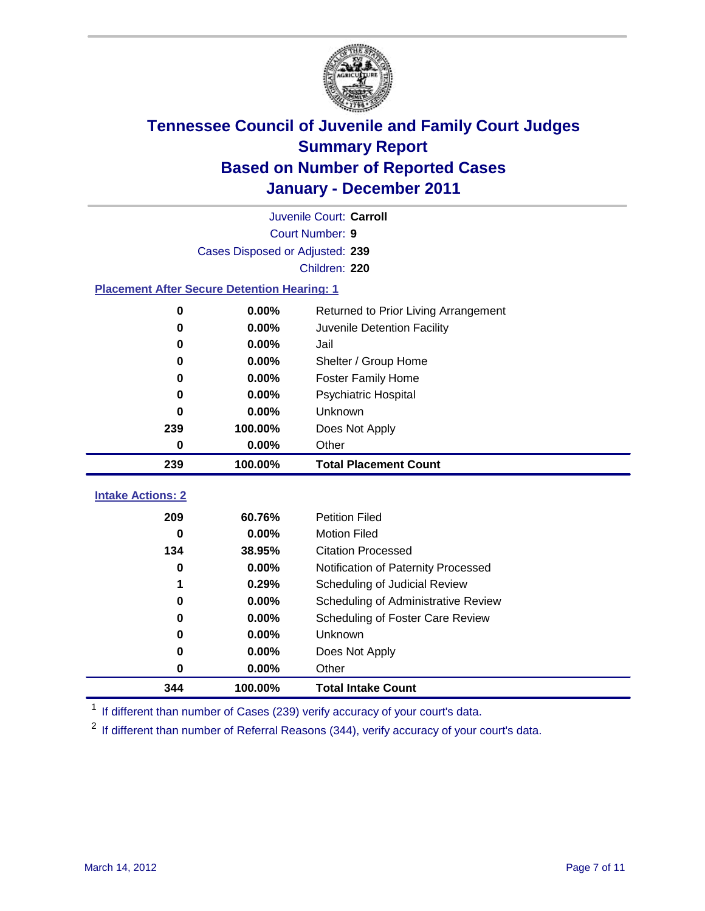# Tennessee Council of Juvenile and Family Court Judges
## Summary Report
## Based on Number of Reported Cases
## January - December 2011

Juvenile Court: **Carroll**

Court Number: **9**

Cases Disposed or Adjusted: **239**

Children: **220**

### Placement After Secure Detention Hearing: 1

| | | |
|---|---|---|
| 0 | 0.00% | Returned to Prior Living Arrangement |
| 0 | 0.00% | Juvenile Detention Facility |
| 0 | 0.00% | Jail |
| 0 | 0.00% | Shelter / Group Home |
| 0 | 0.00% | Foster Family Home |
| 0 | 0.00% | Psychiatric Hospital |
| 0 | 0.00% | Unknown |
| 239 | 100.00% | Does Not Apply |
| 0 | 0.00% | Other |
| **239** | **100.00%** | **Total Placement Count** |

### Intake Actions: 2

| | | |
|---|---|---|
| 209 | 60.76% | Petition Filed |
| 0 | 0.00% | Motion Filed |
| 134 | 38.95% | Citation Processed |
| 0 | 0.00% | Notification of Paternity Processed |
| 1 | 0.29% | Scheduling of Judicial Review |
| 0 | 0.00% | Scheduling of Administrative Review |
| 0 | 0.00% | Scheduling of Foster Care Review |
| 0 | 0.00% | Unknown |
| 0 | 0.00% | Does Not Apply |
| 0 | 0.00% | Other |
| **344** | **100.00%** | **Total Intake Count** |

[1] If different than number of Cases (239) verify accuracy of your court's data.

[2] If different than number of Referral Reasons (344), verify accuracy of your court's data.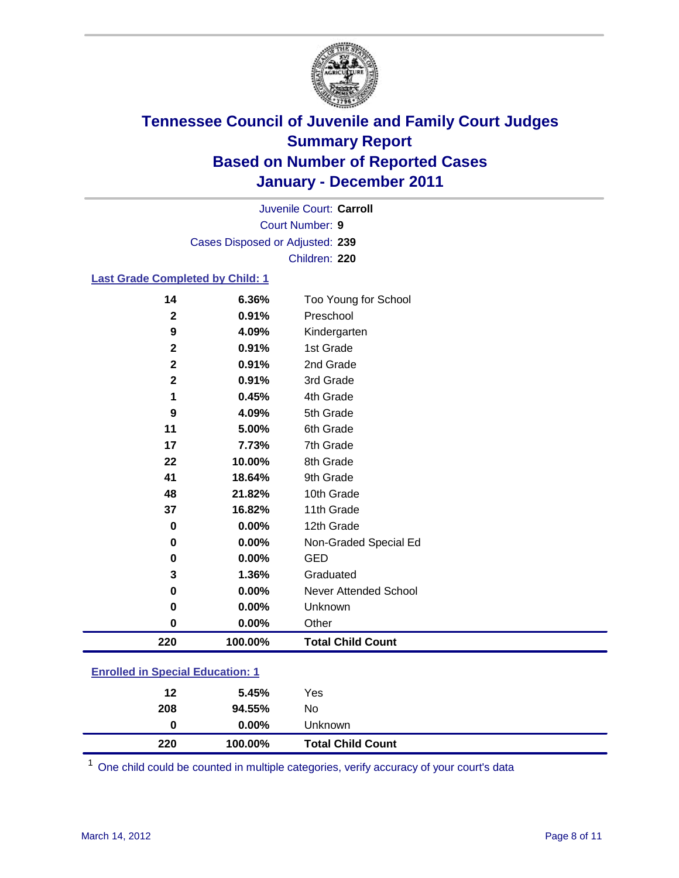# Tennessee Council of Juvenile and Family Court Judges
## Summary Report
## Based on Number of Reported Cases
## January - December 2011

Juvenile Court: **Carroll**
Court Number: **9**
Cases Disposed or Adjusted: **239**
Children: **220**

### Last Grade Completed by Child: 1

| Count | Percent | Category |
|---|---|---|
| 14 | 6.36% | Too Young for School |
| 2 | 0.91% | Preschool |
| 9 | 4.09% | Kindergarten |
| 2 | 0.91% | 1st Grade |
| 2 | 0.91% | 2nd Grade |
| 2 | 0.91% | 3rd Grade |
| 1 | 0.45% | 4th Grade |
| 9 | 4.09% | 5th Grade |
| 11 | 5.00% | 6th Grade |
| 17 | 7.73% | 7th Grade |
| 22 | 10.00% | 8th Grade |
| 41 | 18.64% | 9th Grade |
| 48 | 21.82% | 10th Grade |
| 37 | 16.82% | 11th Grade |
| 0 | 0.00% | 12th Grade |
| 0 | 0.00% | Non-Graded Special Ed |
| 0 | 0.00% | GED |
| 3 | 1.36% | Graduated |
| 0 | 0.00% | Never Attended School |
| 0 | 0.00% | Unknown |
| 0 | 0.00% | Other |
| **220** | **100.00%** | **Total Child Count** |

### Enrolled in Special Education: 1

| Count | Percent | Category |
|---|---|---|
| 12 | 5.45% | Yes |
| 208 | 94.55% | No |
| 0 | 0.00% | Unknown |
| **220** | **100.00%** | **Total Child Count** |

[1] One child could be counted in multiple categories, verify accuracy of your court's data

March 14, 2012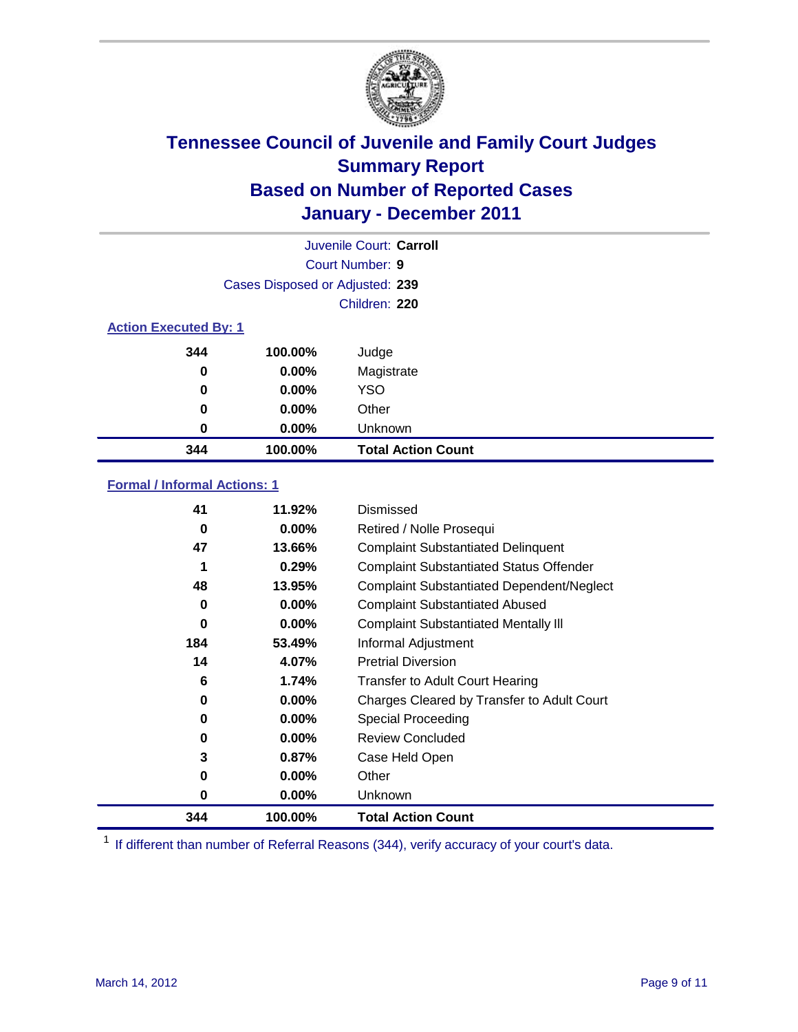# Tennessee Council of Juvenile and Family Court Judges
## Summary Report
## Based on Number of Reported Cases
## January - December 2011

Juvenile Court: **Carroll**
Court Number: **9**
Cases Disposed or Adjusted: **239**
Children: **220**

### Action Executed By: 1

| | | |
|---|---|---|
| 344 | 100.00% | Judge |
| 0 | 0.00% | Magistrate |
| 0 | 0.00% | YSO |
| 0 | 0.00% | Other |
| 0 | 0.00% | Unknown |
| **344** | **100.00%** | **Total Action Count** |

### Formal / Informal Actions: 1

| | | |
|---|---|---|
| 41 | 11.92% | Dismissed |
| 0 | 0.00% | Retired / Nolle Prosequi |
| 47 | 13.66% | Complaint Substantiated Delinquent |
| 1 | 0.29% | Complaint Substantiated Status Offender |
| 48 | 13.95% | Complaint Substantiated Dependent/Neglect |
| 0 | 0.00% | Complaint Substantiated Abused |
| 0 | 0.00% | Complaint Substantiated Mentally Ill |
| 184 | 53.49% | Informal Adjustment |
| 14 | 4.07% | Pretrial Diversion |
| 6 | 1.74% | Transfer to Adult Court Hearing |
| 0 | 0.00% | Charges Cleared by Transfer to Adult Court |
| 0 | 0.00% | Special Proceeding |
| 0 | 0.00% | Review Concluded |
| 3 | 0.87% | Case Held Open |
| 0 | 0.00% | Other |
| 0 | 0.00% | Unknown |
| **344** | **100.00%** | **Total Action Count** |

[1] If different than number of Referral Reasons (344), verify accuracy of your court's data.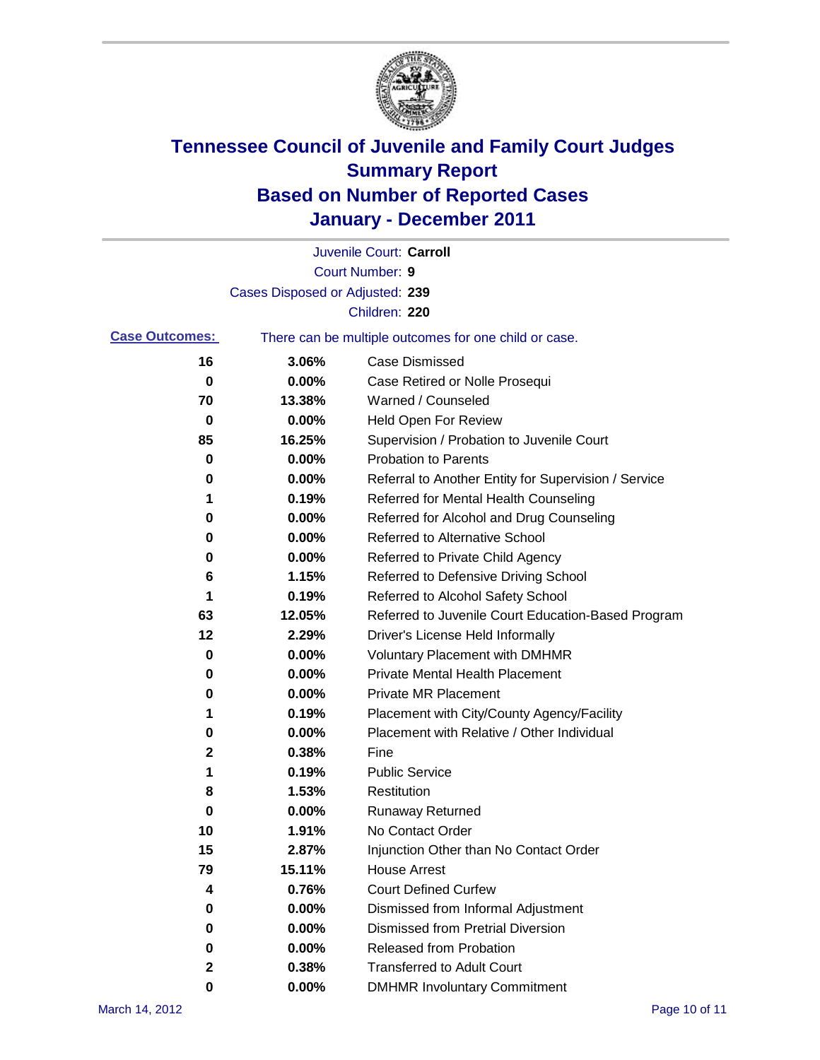# Tennessee Council of Juvenile and Family Court Judges
# Summary Report
# Based on Number of Reported Cases
# January - December 2011

Juvenile Court: **Carroll**
Court Number: **9**
Cases Disposed or Adjusted: **239**
Children: **220**

**Case Outcomes:** There can be multiple outcomes for one child or case.

| Count | Percent | Outcome |
|---|---|---|
| 16 | 3.06% | Case Dismissed |
| 0 | 0.00% | Case Retired or Nolle Prosequi |
| 70 | 13.38% | Warned / Counseled |
| 0 | 0.00% | Held Open For Review |
| 85 | 16.25% | Supervision / Probation to Juvenile Court |
| 0 | 0.00% | Probation to Parents |
| 0 | 0.00% | Referral to Another Entity for Supervision / Service |
| 1 | 0.19% | Referred for Mental Health Counseling |
| 0 | 0.00% | Referred for Alcohol and Drug Counseling |
| 0 | 0.00% | Referred to Alternative School |
| 0 | 0.00% | Referred to Private Child Agency |
| 6 | 1.15% | Referred to Defensive Driving School |
| 1 | 0.19% | Referred to Alcohol Safety School |
| 63 | 12.05% | Referred to Juvenile Court Education-Based Program |
| 12 | 2.29% | Driver's License Held Informally |
| 0 | 0.00% | Voluntary Placement with DMHMR |
| 0 | 0.00% | Private Mental Health Placement |
| 0 | 0.00% | Private MR Placement |
| 1 | 0.19% | Placement with City/County Agency/Facility |
| 0 | 0.00% | Placement with Relative / Other Individual |
| 2 | 0.38% | Fine |
| 1 | 0.19% | Public Service |
| 8 | 1.53% | Restitution |
| 0 | 0.00% | Runaway Returned |
| 10 | 1.91% | No Contact Order |
| 15 | 2.87% | Injunction Other than No Contact Order |
| 79 | 15.11% | House Arrest |
| 4 | 0.76% | Court Defined Curfew |
| 0 | 0.00% | Dismissed from Informal Adjustment |
| 0 | 0.00% | Dismissed from Pretrial Diversion |
| 0 | 0.00% | Released from Probation |
| 2 | 0.38% | Transferred to Adult Court |
| 0 | 0.00% | DMHMR Involuntary Commitment |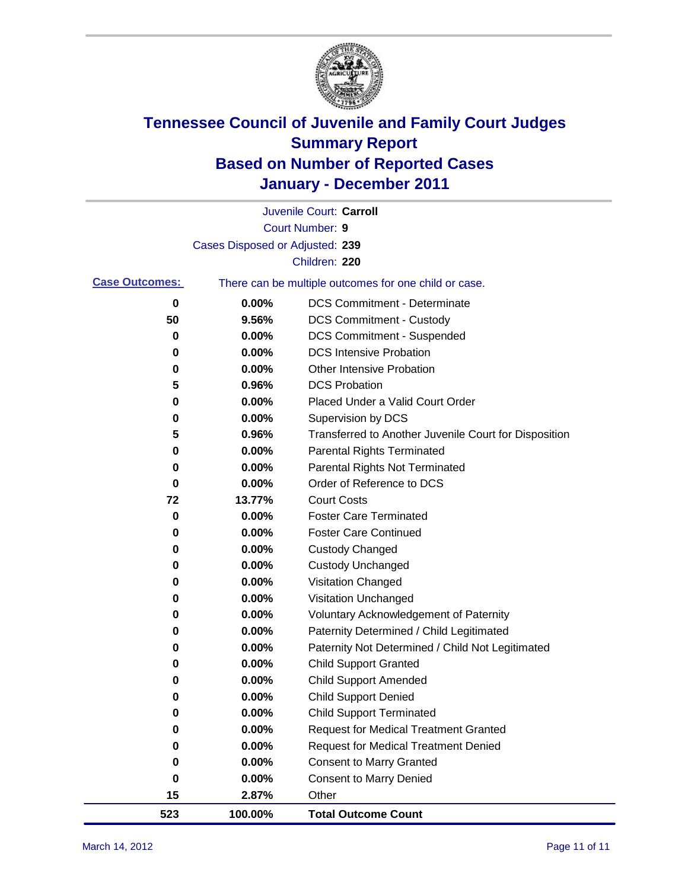# Tennessee Council of Juvenile and Family Court Judges
## Summary Report
## Based on Number of Reported Cases
## January - December 2011

Juvenile Court: **Carroll**

Court Number: **9**

Cases Disposed or Adjusted: **239**

Children: **220**

**Case Outcomes:** There can be multiple outcomes for one child or case.

| | | |
|---|---|---|
| 0 | 0.00% | DCS Commitment - Determinate |
| 50 | 9.56% | DCS Commitment - Custody |
| 0 | 0.00% | DCS Commitment - Suspended |
| 0 | 0.00% | DCS Intensive Probation |
| 0 | 0.00% | Other Intensive Probation |
| 5 | 0.96% | DCS Probation |
| 0 | 0.00% | Placed Under a Valid Court Order |
| 0 | 0.00% | Supervision by DCS |
| 5 | 0.96% | Transferred to Another Juvenile Court for Disposition |
| 0 | 0.00% | Parental Rights Terminated |
| 0 | 0.00% | Parental Rights Not Terminated |
| 0 | 0.00% | Order of Reference to DCS |
| 72 | 13.77% | Court Costs |
| 0 | 0.00% | Foster Care Terminated |
| 0 | 0.00% | Foster Care Continued |
| 0 | 0.00% | Custody Changed |
| 0 | 0.00% | Custody Unchanged |
| 0 | 0.00% | Visitation Changed |
| 0 | 0.00% | Visitation Unchanged |
| 0 | 0.00% | Voluntary Acknowledgement of Paternity |
| 0 | 0.00% | Paternity Determined / Child Legitimated |
| 0 | 0.00% | Paternity Not Determined / Child Not Legitimated |
| 0 | 0.00% | Child Support Granted |
| 0 | 0.00% | Child Support Amended |
| 0 | 0.00% | Child Support Denied |
| 0 | 0.00% | Child Support Terminated |
| 0 | 0.00% | Request for Medical Treatment Granted |
| 0 | 0.00% | Request for Medical Treatment Denied |
| 0 | 0.00% | Consent to Marry Granted |
| 0 | 0.00% | Consent to Marry Denied |
| 15 | 2.87% | Other |
| **523** | **100.00%** | **Total Outcome Count** |